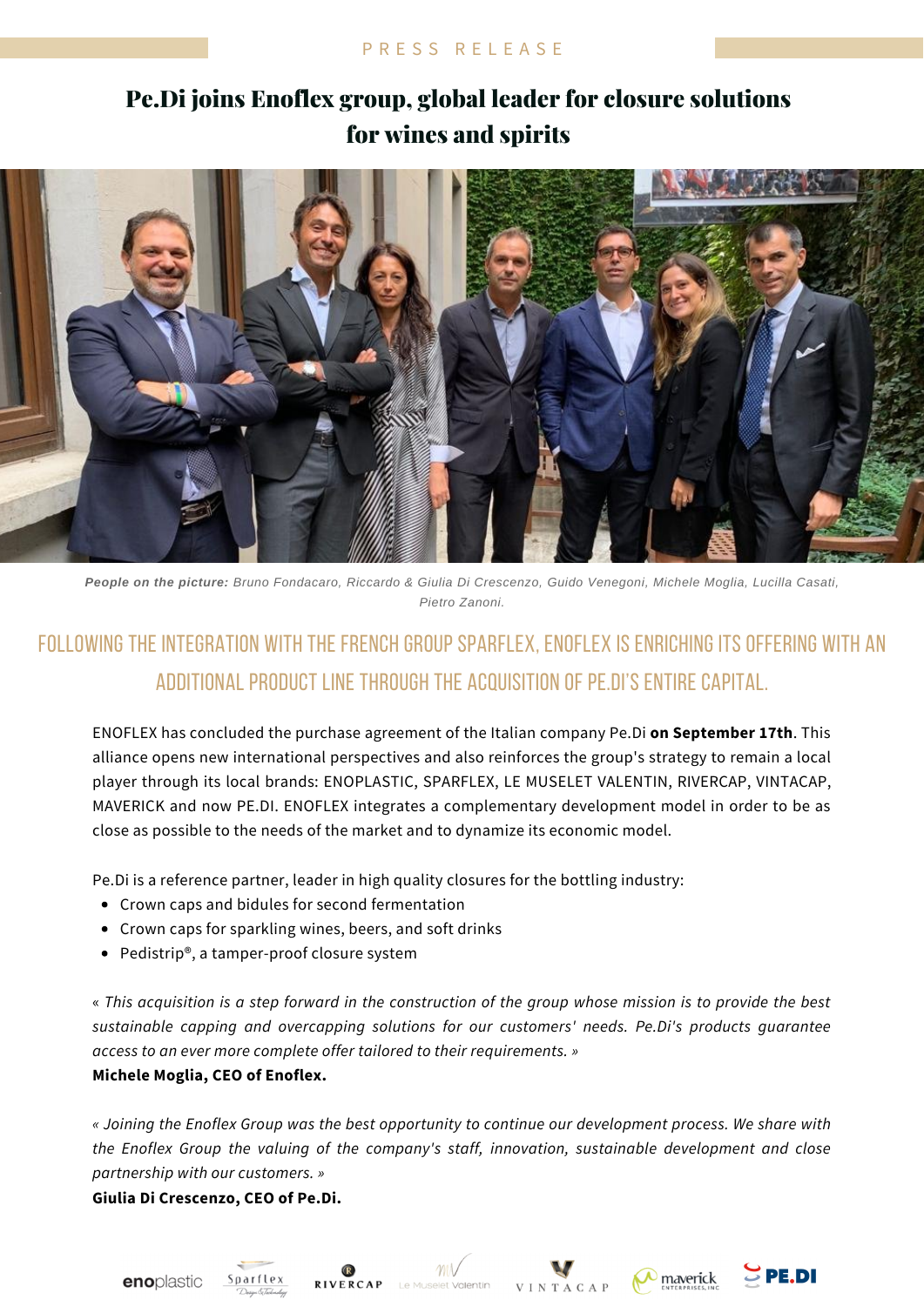PRESS RELEASE

# Pe.Di joins Enoflex group, global leader for closure solutions for wines and spirits

***People on the picture:*** *Bruno Fondacaro, Riccardo & Giulia Di Crescenzo, Guido Venegoni, Michele Moglia, Lucilla Casati, Pietro Zanoni.*

## FOLLOWING THE INTEGRATION WITH THE FRENCH GROUP SPARFLEX, ENOFLEX IS ENRICHING ITS OFFERING WITH AN ADDITIONAL PRODUCT LINE THROUGH THE ACQUISITION OF PE.DI'S ENTIRE CAPITAL.

ENOFLEX has concluded the purchase agreement of the Italian company Pe.Di **on September 17th**. This alliance opens new international perspectives and also reinforces the group's strategy to remain a local player through its local brands: ENOPLASTIC, SPARFLEX, LE MUSELET VALENTIN, RIVERCAP, VINTACAP, MAVERICK and now PE.DI. ENOFLEX integrates a complementary development model in order to be as close as possible to the needs of the market and to dynamize its economic model.

Pe.Di is a reference partner, leader in high quality closures for the bottling industry:

- Crown caps and bidules for second fermentation
- Crown caps for sparkling wines, beers, and soft drinks
- Pedistrip®, a tamper-proof closure system

*« This acquisition is a step forward in the construction of the group whose mission is to provide the best sustainable capping and overcapping solutions for our customers' needs. Pe.Di's products guarantee access to an ever more complete offer tailored to their requirements. »*
**Michele Moglia, CEO of Enoflex.**

*« Joining the Enoflex Group was the best opportunity to continue our development process. We share with the Enoflex Group the valuing of the company's staff, innovation, sustainable development and close partnership with our customers. »*
**Giulia Di Crescenzo, CEO of Pe.Di.**

enoplastic Sparflex RIVERCAP Le Muselet Valentin VINTACAP maverick PE.DI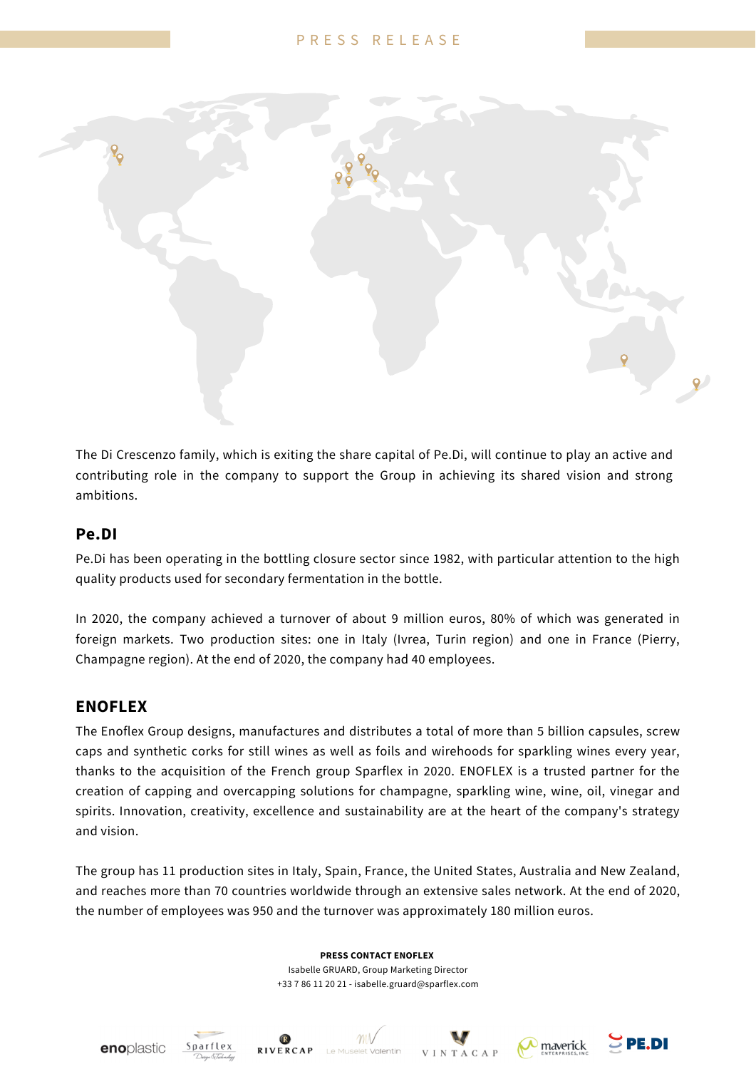The Di Crescenzo family, which is exiting the share capital of Pe.Di, will continue to play an active and contributing role in the company to support the Group in achieving its shared vision and strong ambitions.

## Pe.DI

Pe.Di has been operating in the bottling closure sector since 1982, with particular attention to the high quality products used for secondary fermentation in the bottle.

In 2020, the company achieved a turnover of about 9 million euros, 80% of which was generated in foreign markets. Two production sites: one in Italy (Ivrea, Turin region) and one in France (Pierry, Champagne region). At the end of 2020, the company had 40 employees.

## ENOFLEX

The Enoflex Group designs, manufactures and distributes a total of more than 5 billion capsules, screw caps and synthetic corks for still wines as well as foils and wirehoods for sparkling wines every year, thanks to the acquisition of the French group Sparflex in 2020. ENOFLEX is a trusted partner for the creation of capping and overcapping solutions for champagne, sparkling wine, wine, oil, vinegar and spirits. Innovation, creativity, excellence and sustainability are at the heart of the company's strategy and vision.

The group has 11 production sites in Italy, Spain, France, the United States, Australia and New Zealand, and reaches more than 70 countries worldwide through an extensive sales network. At the end of 2020, the number of employees was 950 and the turnover was approximately 180 million euros.

**PRESS CONTACT ENOFLEX**
Isabelle GRUARD, Group Marketing Director
+33 7 86 11 20 21 - isabelle.gruard@sparflex.com

enoplastic · Sparflex · RIVERCAP · Le Muselet Valentin · VINTACAP · maverick ENTERPRISES, INC · PE.DI